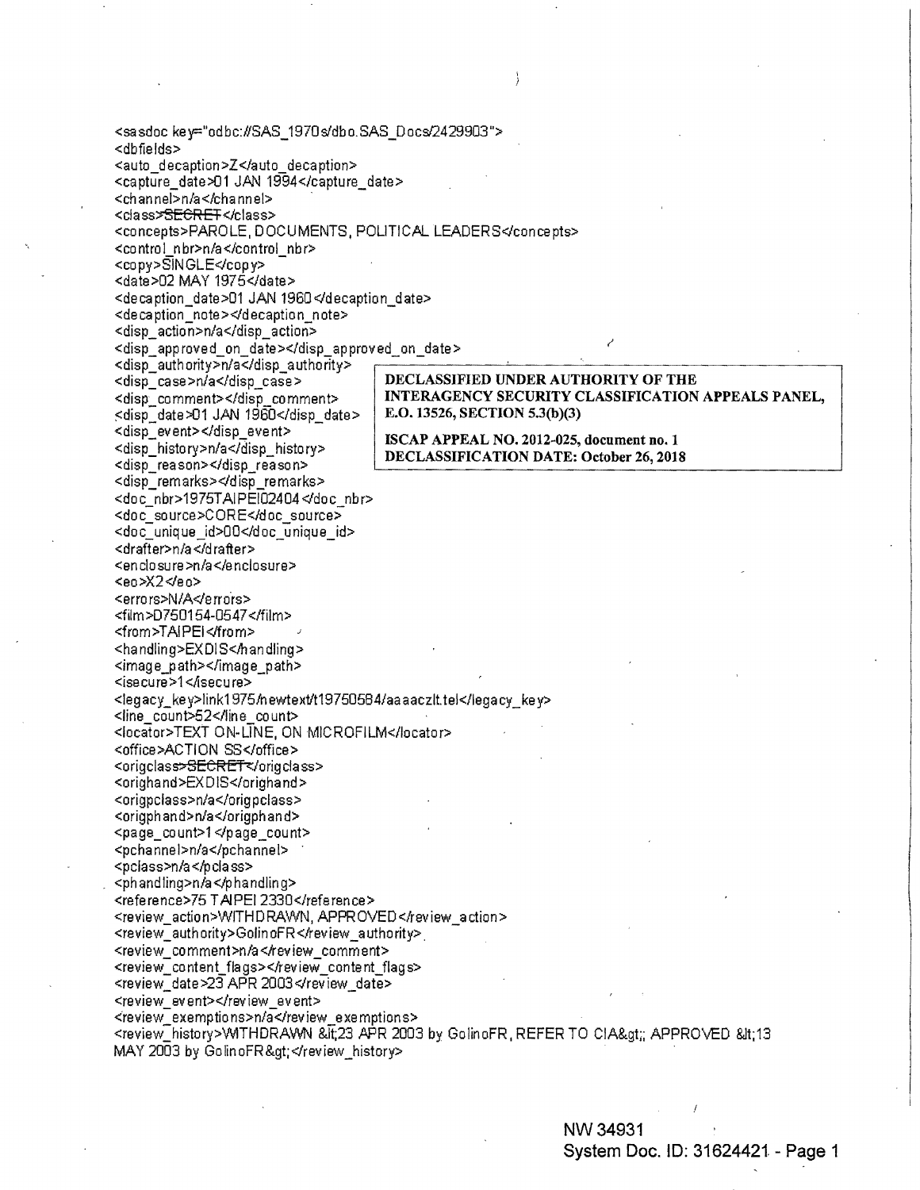```
<sasdoc key="odbc://SAS_1970s/dbo.SAS_Docs/2429903">
<dbfields>
<auto_decaption>Z</auto_decaption>
<capture_date>01 JAN 1994</capture_date>
<channel>n/a</channel>
<class>SECRET</class>
<concepts>PAROLE, DOCUMENTS, POLITICAL LEADERS</concepts>
<control_nbr>n/a</control_nbr>
<copy>SINGLE</copy>
<date>02 MAY 1975</date>
<decaption_date>01 JAN 1960</decaption_date>
<decaption_note></decaption_note>
<disp_action>n/a</disp_action>
<disp_approved_on_date></disp_approved_on_date>
<disp_authority>n/a</disp_authority>
<disp_case>n/a</disp_case>
<disp_comment></disp_comment>
<disp_date>01 JAN 1960</disp_date>
<disp_event></disp_event>
<disp_history>n/a</disp_history>
<disp_reason></disp_reason>
<disp_remarks></disp_remarks>
<doc_nbr>1975TAIPEI02404</doc_nbr>
<doc_source>CORE</doc_source>
<doc_unique_id>00</doc_unique_id>
<drafter>n/a</drafter>
<enclosure>n/a</enclosure>
<eo>X2</eo>
<errors>N/A</errors>
<film>D750154-0547</film>
<from>TAIPEI</from>
<handling>EXDIS</handling>
<image_path></image_path>
<isecure>1</isecure>
<legacy_key>link1975/newtext/t19750584/aaaaczlt.tel</legacy_key>
<line_count>52</line_count>
<locator>TEXT ON-LINE, ON MICROFILM</locator>
<office>ACTION SS</office>
<origclass>SECRET</origclass>
<orighand>EXDIS</orighand>
<origpclass>n/a</origpclass>
<origphand>n/a</origphand>
<page_count>1</page_count>
<pchannel>n/a</pchannel>
<pclass>n/a</pclass>
<phandling>n/a</phandling>
<reference>75 TAIPEI 2330</reference>
<review_action>WITHDRAWN, APPROVED</review_action>
<review_authority>GolinoFR</review_authority>
<review_comment>n/a</review_comment>
<review_content_flags></review_content_flags>
<review_date>23 APR 2003</review_date>
<review_event></review_event>
<review_exemptions>n/a</review_exemptions>
<review_history>WITHDRAWN &lt;23 APR 2003 by GolinoFR, REFER TO CIA&gt;; APPROVED &lt;13
MAY 2003 by GolinoFR&gt;</review_history>
```

**DECLASSIFIED UNDER AUTHORITY OF THE INTERAGENCY SECURITY CLASSIFICATION APPEALS PANEL, E.O. 13526, SECTION 5.3(b)(3)**

**ISCAP APPEAL NO. 2012-025, document no. 1**
**DECLASSIFICATION DATE: October 26, 2018**

NW 34931
System Doc. ID: 31624421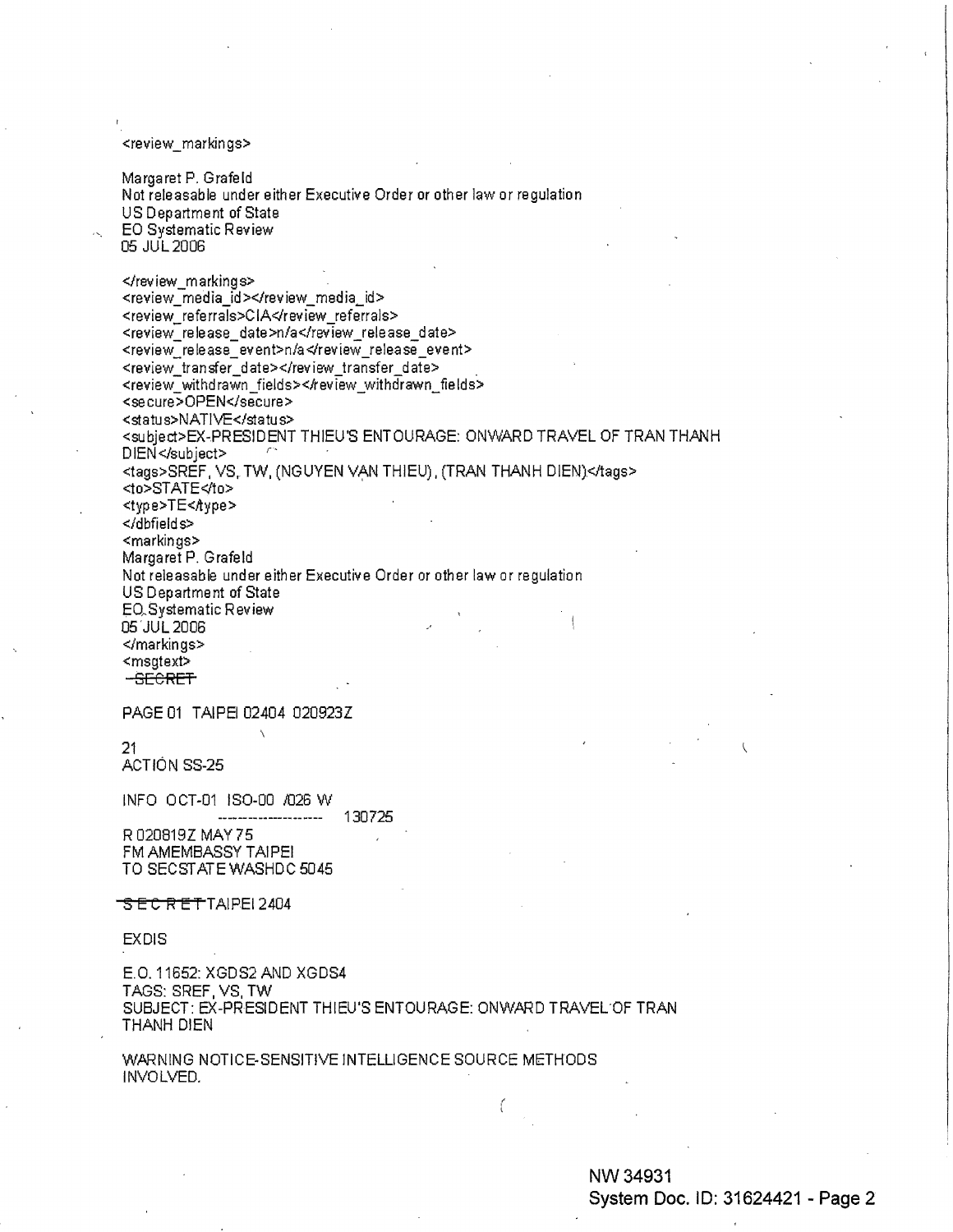<review_markings>

Margaret P. Grafeld
Not releasable under either Executive Order or other law or regulation
US Department of State
EO Systematic Review
05 JUL 2006

</review_markings>
<review_media_id></review_media_id>
<review_referrals>CIA</review_referrals>
<review_release_date>n/a</review_release_date>
<review_release_event>n/a</review_release_event>
<review_transfer_date></review_transfer_date>
<review_withdrawn_fields></review_withdrawn_fields>
<secure>OPEN</secure>
<status>NATIVE</status>
<subject>EX-PRESIDENT THIEU'S ENTOURAGE: ONWARD TRAVEL OF TRAN THANH DIEN</subject>
<tags>SREF, VS, TW, (NGUYEN VAN THIEU), (TRAN THANH DIEN)</tags>
<to>STATE</to>
<type>TE</type>
</dbfields>
<markings>
Margaret P. Grafeld
Not releasable under either Executive Order or other law or regulation
US Department of State
EO Systematic Review
05 JUL 2006
</markings>
<msgtext>
~~SECRET~~

PAGE 01 TAIPEI 02404 020923Z

21
ACTION SS-25

INFO OCT-01 ISO-00 /026 W
-------------------- 130725
R 020819Z MAY 75
FM AMEMBASSY TAIPEI
TO SECSTATE WASHDC 5045

~~SECRET~~ TAIPEI 2404

EXDIS

E.O. 11652: XGDS2 AND XGDS4
TAGS: SREF, VS, TW
SUBJECT: EX-PRESIDENT THIEU'S ENTOURAGE: ONWARD TRAVEL OF TRAN THANH DIEN

WARNING NOTICE-SENSITIVE INTELLIGENCE SOURCE METHODS INVOLVED.

NW 34931
System Doc. ID: 31624421 - Page 2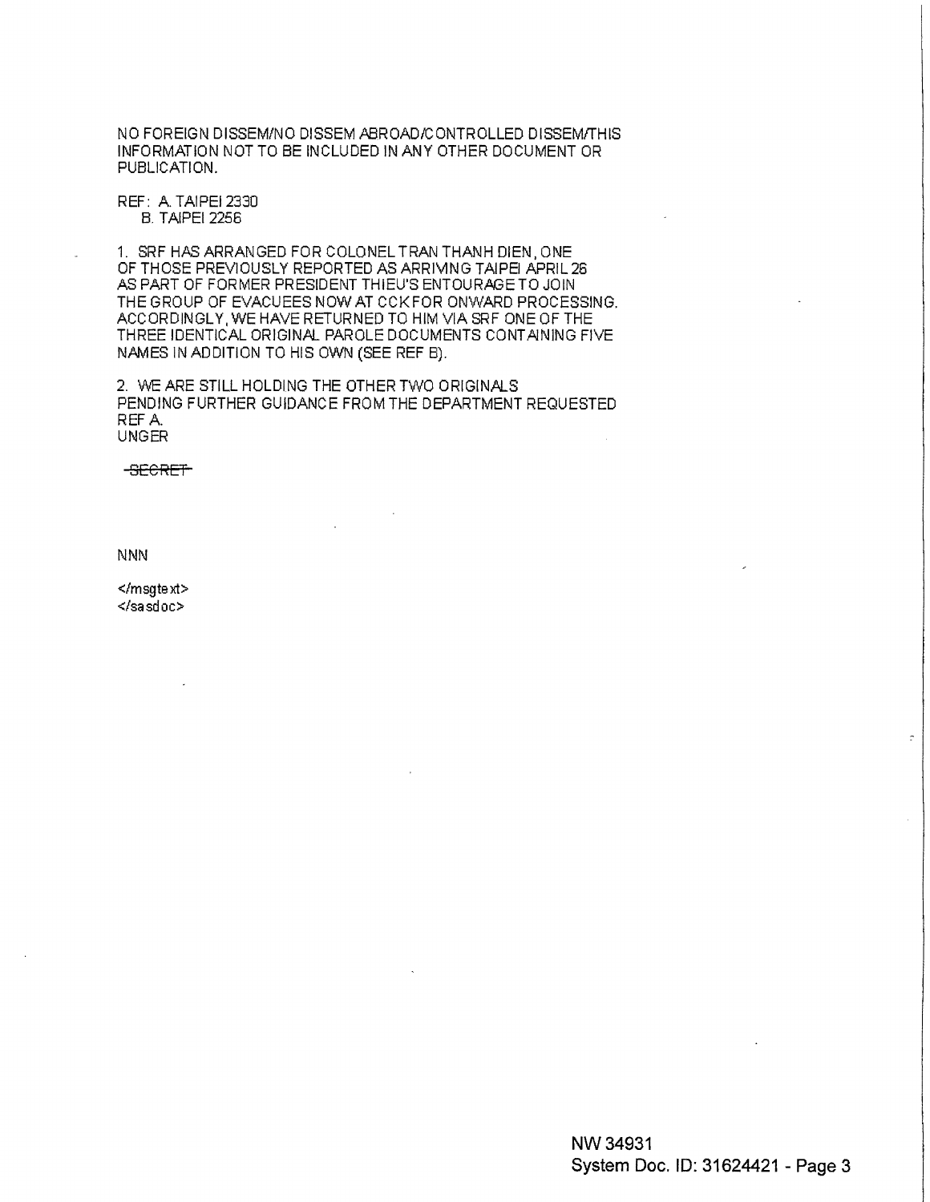NO FOREIGN DISSEM/NO DISSEM ABROAD/CONTROLLED DISSEM/THIS INFORMATION NOT TO BE INCLUDED IN ANY OTHER DOCUMENT OR PUBLICATION.

REF: A. TAIPEI 2330
B. TAIPEI 2256

1. SRF HAS ARRANGED FOR COLONEL TRAN THANH DIEN, ONE OF THOSE PREVIOUSLY REPORTED AS ARRIVING TAIPEI APRIL 26 AS PART OF FORMER PRESIDENT THIEU'S ENTOURAGE TO JOIN THE GROUP OF EVACUEES NOW AT CCK FOR ONWARD PROCESSING. ACCORDINGLY, WE HAVE RETURNED TO HIM VIA SRF ONE OF THE THREE IDENTICAL ORIGINAL PAROLE DOCUMENTS CONTAINING FIVE NAMES IN ADDITION TO HIS OWN (SEE REF B).

2. WE ARE STILL HOLDING THE OTHER TWO ORIGINALS PENDING FURTHER GUIDANCE FROM THE DEPARTMENT REQUESTED REF A.
UNGER

~~SECRET~~

NNN

</msgtext>
</sasdoc>

NW 34931
System Doc. ID: 31624421 - Page 3